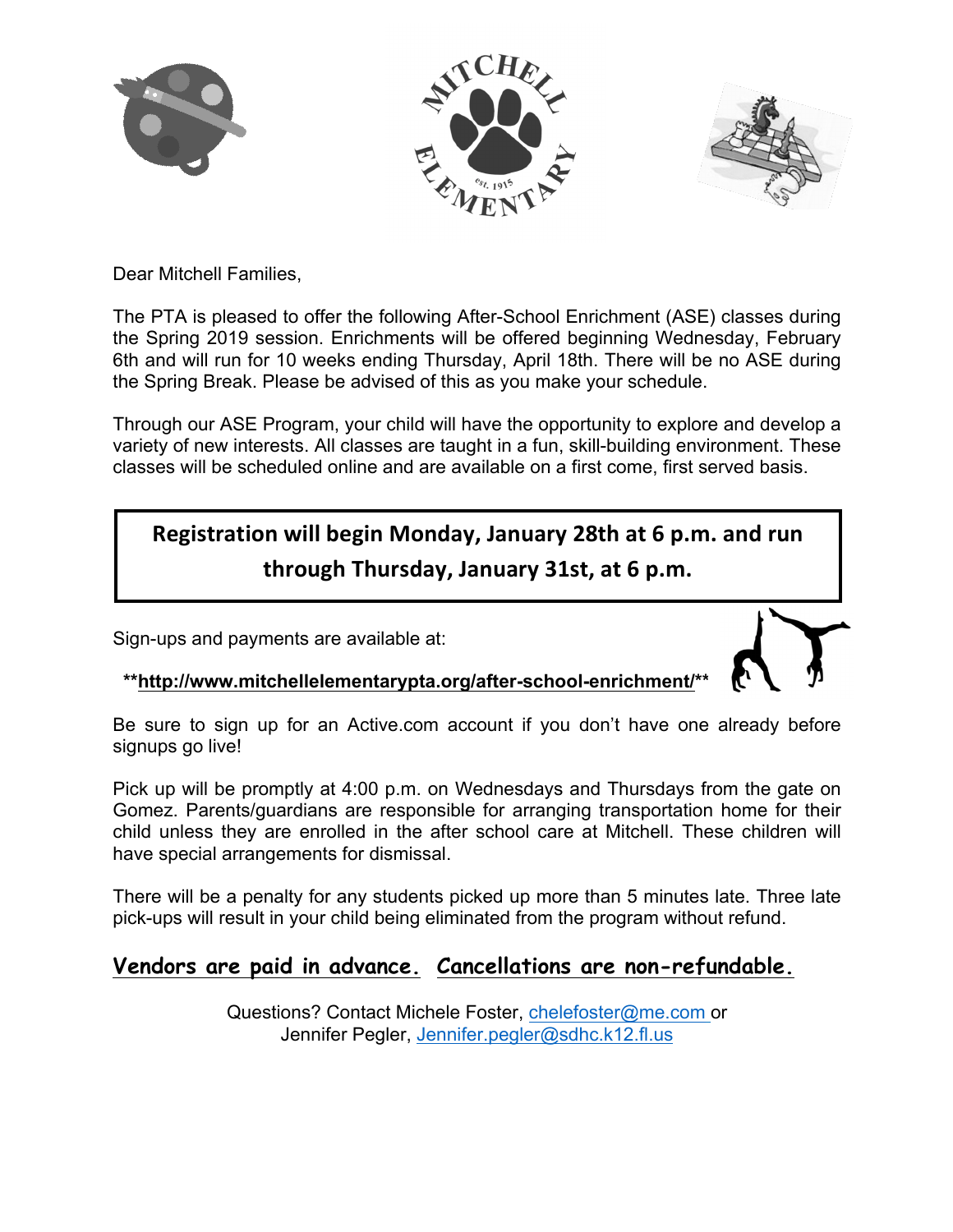Dear Mitchell Families,

The PTA is pleased to offer the following After-School Enrichment (ASE) classes during the Spring 2019 session. Enrichments will be offered beginning Wednesday, February 6th and will run for 10 weeks ending Thursday, April 18th. There will be no ASE during the Spring Break. Please be advised of this as you make your schedule.

Through our ASE Program, your child will have the opportunity to explore and develop a variety of new interests. All classes are taught in a fun, skill-building environment. These classes will be scheduled online and are available on a first come, first served basis.

**Registration will begin Monday, January 28th at 6 p.m. and run through Thursday, January 31st, at 6 p.m.**

Sign-ups and payments are available at:

****http://www.mitchellelementarypta.org/after-school-enrichment/****

Be sure to sign up for an Active.com account if you don't have one already before signups go live!

Pick up will be promptly at 4:00 p.m. on Wednesdays and Thursdays from the gate on Gomez. Parents/guardians are responsible for arranging transportation home for their child unless they are enrolled in the after school care at Mitchell. These children will have special arrangements for dismissal.

There will be a penalty for any students picked up more than 5 minutes late. Three late pick-ups will result in your child being eliminated from the program without refund.

**Vendors are paid in advance. Cancellations are non-refundable.**

Questions? Contact Michele Foster, chelefoster@me.com or Jennifer Pegler, Jennifer.pegler@sdhc.k12.fl.us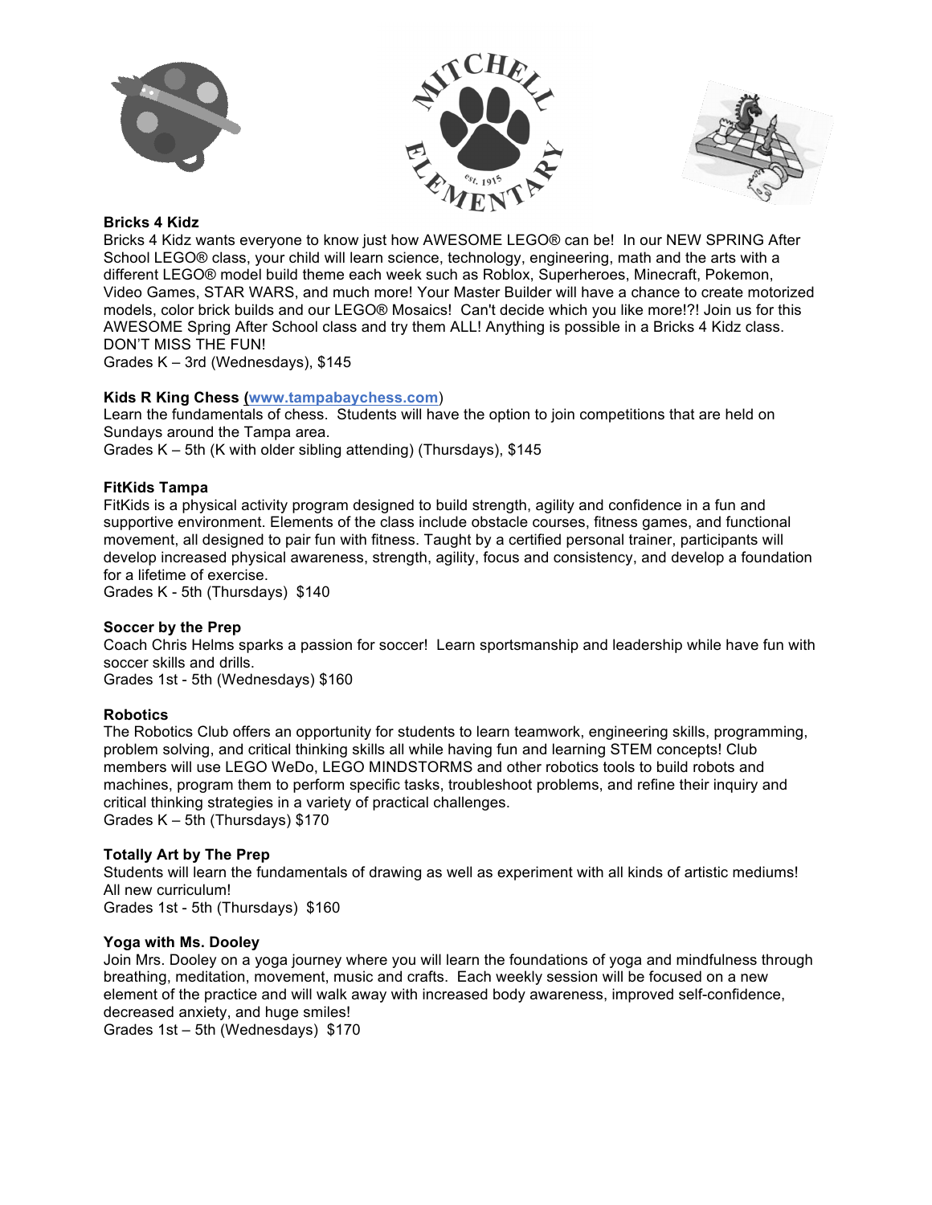**Bricks 4 Kidz**

Bricks 4 Kidz wants everyone to know just how AWESOME LEGO® can be! In our NEW SPRING After School LEGO® class, your child will learn science, technology, engineering, math and the arts with a different LEGO® model build theme each week such as Roblox, Superheroes, Minecraft, Pokemon, Video Games, STAR WARS, and much more! Your Master Builder will have a chance to create motorized models, color brick builds and our LEGO® Mosaics! Can't decide which you like more!?! Join us for this AWESOME Spring After School class and try them ALL! Anything is possible in a Bricks 4 Kidz class. DON'T MISS THE FUN!

Grades K – 3rd (Wednesdays), $145

**Kids R King Chess (www.tampabaychess.com)**

Learn the fundamentals of chess. Students will have the option to join competitions that are held on Sundays around the Tampa area.

Grades K – 5th (K with older sibling attending) (Thursdays), $145

**FitKids Tampa**

FitKids is a physical activity program designed to build strength, agility and confidence in a fun and supportive environment. Elements of the class include obstacle courses, fitness games, and functional movement, all designed to pair fun with fitness. Taught by a certified personal trainer, participants will develop increased physical awareness, strength, agility, focus and consistency, and develop a foundation for a lifetime of exercise.

Grades K - 5th (Thursdays) $140

**Soccer by the Prep**

Coach Chris Helms sparks a passion for soccer! Learn sportsmanship and leadership while have fun with soccer skills and drills.

Grades 1st - 5th (Wednesdays) $160

**Robotics**

The Robotics Club offers an opportunity for students to learn teamwork, engineering skills, programming, problem solving, and critical thinking skills all while having fun and learning STEM concepts! Club members will use LEGO WeDo, LEGO MINDSTORMS and other robotics tools to build robots and machines, program them to perform specific tasks, troubleshoot problems, and refine their inquiry and critical thinking strategies in a variety of practical challenges.

Grades K – 5th (Thursdays) $170

**Totally Art by The Prep**

Students will learn the fundamentals of drawing as well as experiment with all kinds of artistic mediums! All new curriculum!

Grades 1st - 5th (Thursdays) $160

**Yoga with Ms. Dooley**

Join Mrs. Dooley on a yoga journey where you will learn the foundations of yoga and mindfulness through breathing, meditation, movement, music and crafts. Each weekly session will be focused on a new element of the practice and will walk away with increased body awareness, improved self-confidence, decreased anxiety, and huge smiles!

Grades 1st – 5th (Wednesdays) $170